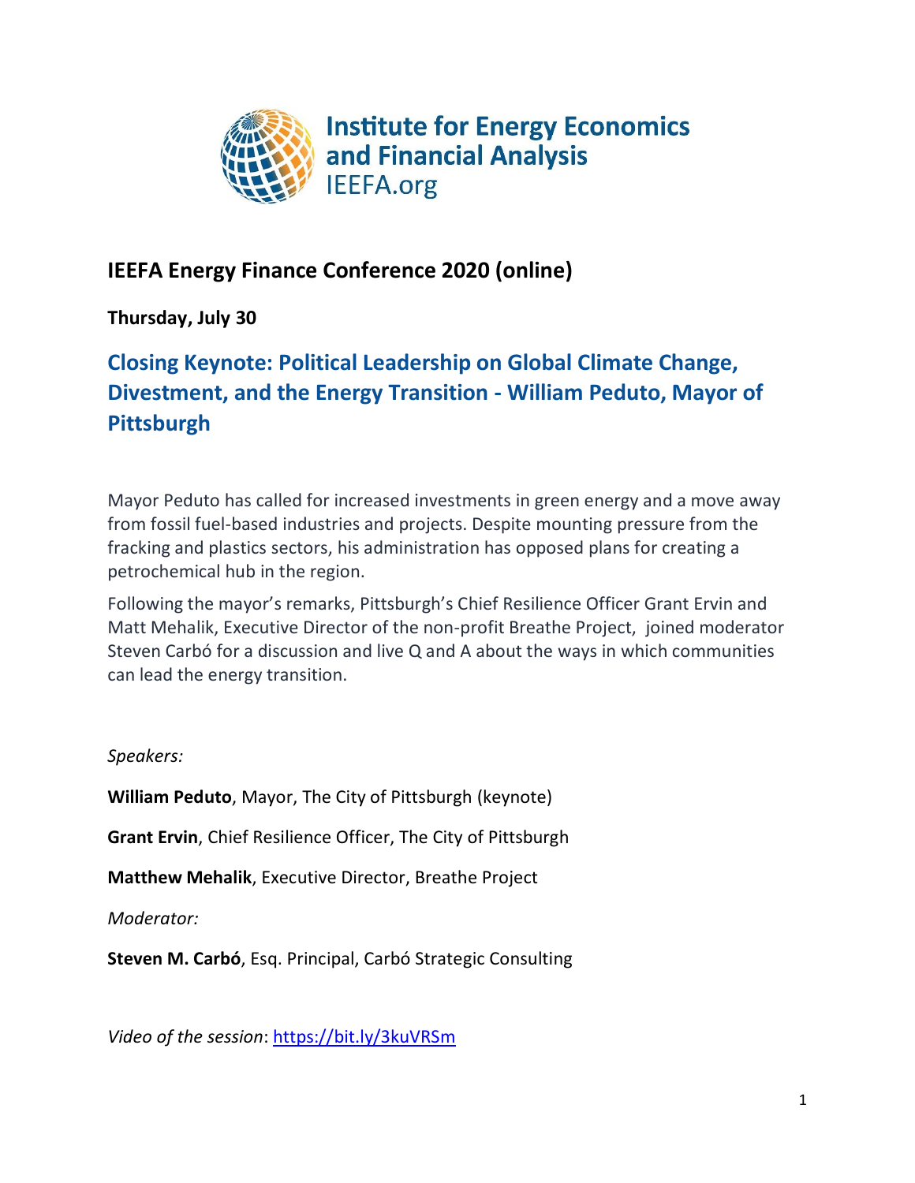Institute for Energy Economics and Financial Analysis
IEEFA.org

## IEEFA Energy Finance Conference 2020 (online)

**Thursday, July 30**

## Closing Keynote: Political Leadership on Global Climate Change, Divestment, and the Energy Transition - William Peduto, Mayor of Pittsburgh

Mayor Peduto has called for increased investments in green energy and a move away from fossil fuel-based industries and projects. Despite mounting pressure from the fracking and plastics sectors, his administration has opposed plans for creating a petrochemical hub in the region.

Following the mayor's remarks, Pittsburgh's Chief Resilience Officer Grant Ervin and Matt Mehalik, Executive Director of the non-profit Breathe Project, joined moderator Steven Carbó for a discussion and live Q and A about the ways in which communities can lead the energy transition.

*Speakers:*

**William Peduto**, Mayor, The City of Pittsburgh (keynote)

**Grant Ervin**, Chief Resilience Officer, The City of Pittsburgh

**Matthew Mehalik**, Executive Director, Breathe Project

*Moderator:*

**Steven M. Carbó**, Esq. Principal, Carbó Strategic Consulting

*Video of the session*: https://bit.ly/3kuVRSm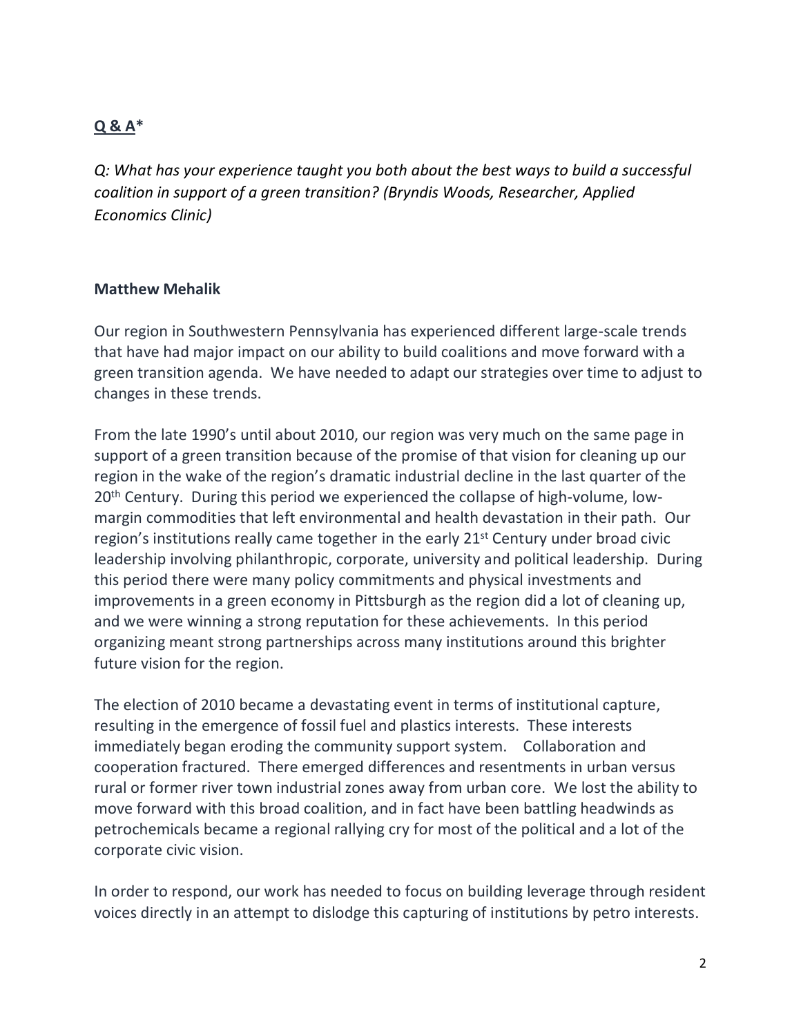**Q & A***

*Q: What has your experience taught you both about the best ways to build a successful coalition in support of a green transition? (Bryndis Woods, Researcher, Applied Economics Clinic)*

**Matthew Mehalik**

Our region in Southwestern Pennsylvania has experienced different large-scale trends that have had major impact on our ability to build coalitions and move forward with a green transition agenda. We have needed to adapt our strategies over time to adjust to changes in these trends.

From the late 1990's until about 2010, our region was very much on the same page in support of a green transition because of the promise of that vision for cleaning up our region in the wake of the region's dramatic industrial decline in the last quarter of the 20th Century. During this period we experienced the collapse of high-volume, low-margin commodities that left environmental and health devastation in their path. Our region's institutions really came together in the early 21st Century under broad civic leadership involving philanthropic, corporate, university and political leadership. During this period there were many policy commitments and physical investments and improvements in a green economy in Pittsburgh as the region did a lot of cleaning up, and we were winning a strong reputation for these achievements. In this period organizing meant strong partnerships across many institutions around this brighter future vision for the region.

The election of 2010 became a devastating event in terms of institutional capture, resulting in the emergence of fossil fuel and plastics interests. These interests immediately began eroding the community support system. Collaboration and cooperation fractured. There emerged differences and resentments in urban versus rural or former river town industrial zones away from urban core. We lost the ability to move forward with this broad coalition, and in fact have been battling headwinds as petrochemicals became a regional rallying cry for most of the political and a lot of the corporate civic vision.

In order to respond, our work has needed to focus on building leverage through resident voices directly in an attempt to dislodge this capturing of institutions by petro interests.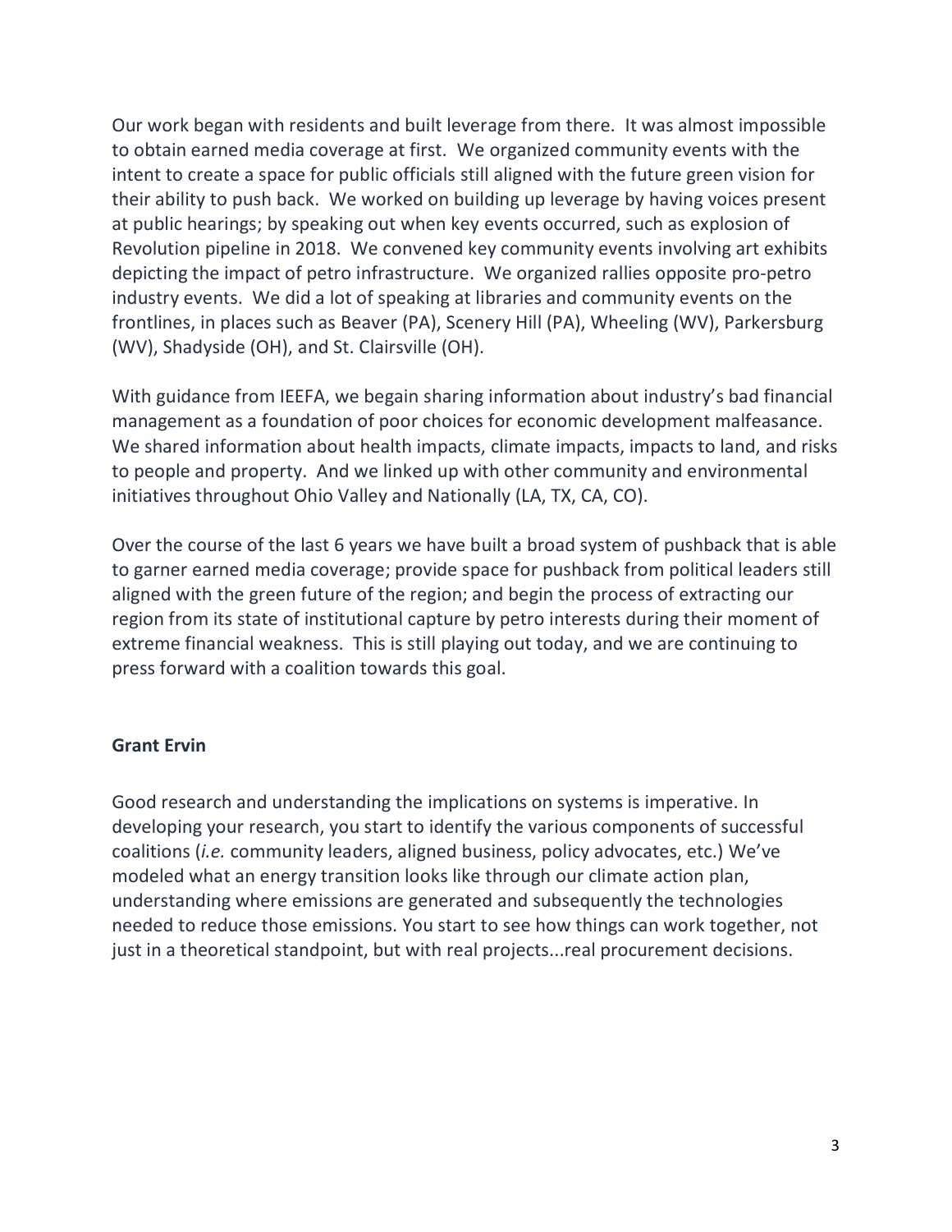Our work began with residents and built leverage from there. It was almost impossible to obtain earned media coverage at first. We organized community events with the intent to create a space for public officials still aligned with the future green vision for their ability to push back. We worked on building up leverage by having voices present at public hearings; by speaking out when key events occurred, such as explosion of Revolution pipeline in 2018. We convened key community events involving art exhibits depicting the impact of petro infrastructure. We organized rallies opposite pro-petro industry events. We did a lot of speaking at libraries and community events on the frontlines, in places such as Beaver (PA), Scenery Hill (PA), Wheeling (WV), Parkersburg (WV), Shadyside (OH), and St. Clairsville (OH).

With guidance from IEEFA, we begain sharing information about industry's bad financial management as a foundation of poor choices for economic development malfeasance. We shared information about health impacts, climate impacts, impacts to land, and risks to people and property. And we linked up with other community and environmental initiatives throughout Ohio Valley and Nationally (LA, TX, CA, CO).

Over the course of the last 6 years we have built a broad system of pushback that is able to garner earned media coverage; provide space for pushback from political leaders still aligned with the green future of the region; and begin the process of extracting our region from its state of institutional capture by petro interests during their moment of extreme financial weakness. This is still playing out today, and we are continuing to press forward with a coalition towards this goal.

**Grant Ervin**

Good research and understanding the implications on systems is imperative. In developing your research, you start to identify the various components of successful coalitions (*i.e.* community leaders, aligned business, policy advocates, etc.) We've modeled what an energy transition looks like through our climate action plan, understanding where emissions are generated and subsequently the technologies needed to reduce those emissions. You start to see how things can work together, not just in a theoretical standpoint, but with real projects...real procurement decisions.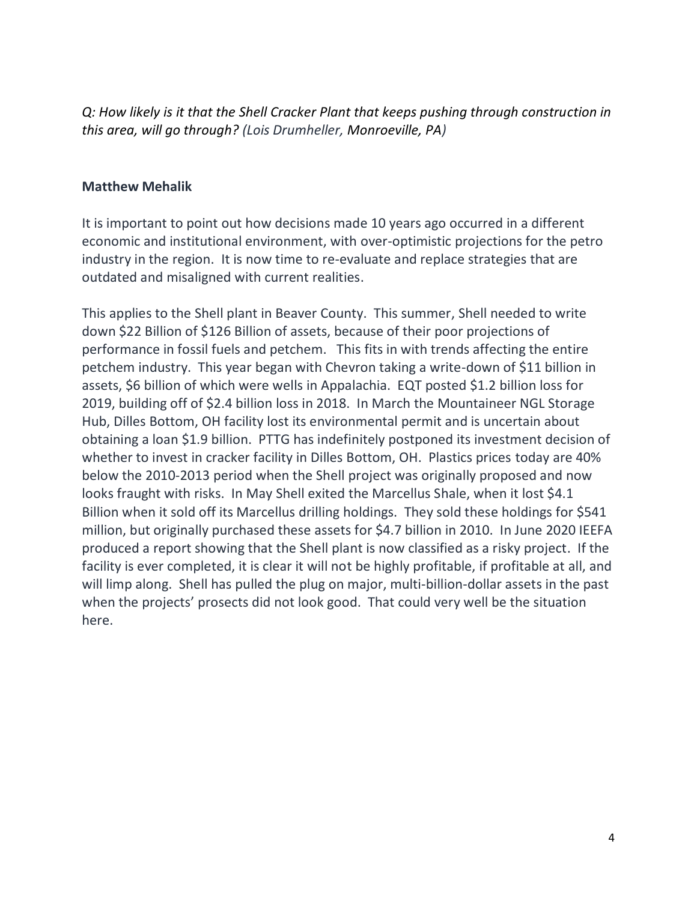*Q: How likely is it that the Shell Cracker Plant that keeps pushing through construction in this area, will go through? (Lois Drumheller, Monroeville, PA)*

**Matthew Mehalik**

It is important to point out how decisions made 10 years ago occurred in a different economic and institutional environment, with over-optimistic projections for the petro industry in the region. It is now time to re-evaluate and replace strategies that are outdated and misaligned with current realities.

This applies to the Shell plant in Beaver County. This summer, Shell needed to write down $22 Billion of $126 Billion of assets, because of their poor projections of performance in fossil fuels and petchem. This fits in with trends affecting the entire petchem industry. This year began with Chevron taking a write-down of $11 billion in assets, $6 billion of which were wells in Appalachia. EQT posted $1.2 billion loss for 2019, building off of $2.4 billion loss in 2018. In March the Mountaineer NGL Storage Hub, Dilles Bottom, OH facility lost its environmental permit and is uncertain about obtaining a loan $1.9 billion. PTTG has indefinitely postponed its investment decision of whether to invest in cracker facility in Dilles Bottom, OH. Plastics prices today are 40% below the 2010-2013 period when the Shell project was originally proposed and now looks fraught with risks. In May Shell exited the Marcellus Shale, when it lost $4.1 Billion when it sold off its Marcellus drilling holdings. They sold these holdings for $541 million, but originally purchased these assets for $4.7 billion in 2010. In June 2020 IEEFA produced a report showing that the Shell plant is now classified as a risky project. If the facility is ever completed, it is clear it will not be highly profitable, if profitable at all, and will limp along. Shell has pulled the plug on major, multi-billion-dollar assets in the past when the projects' prosects did not look good. That could very well be the situation here.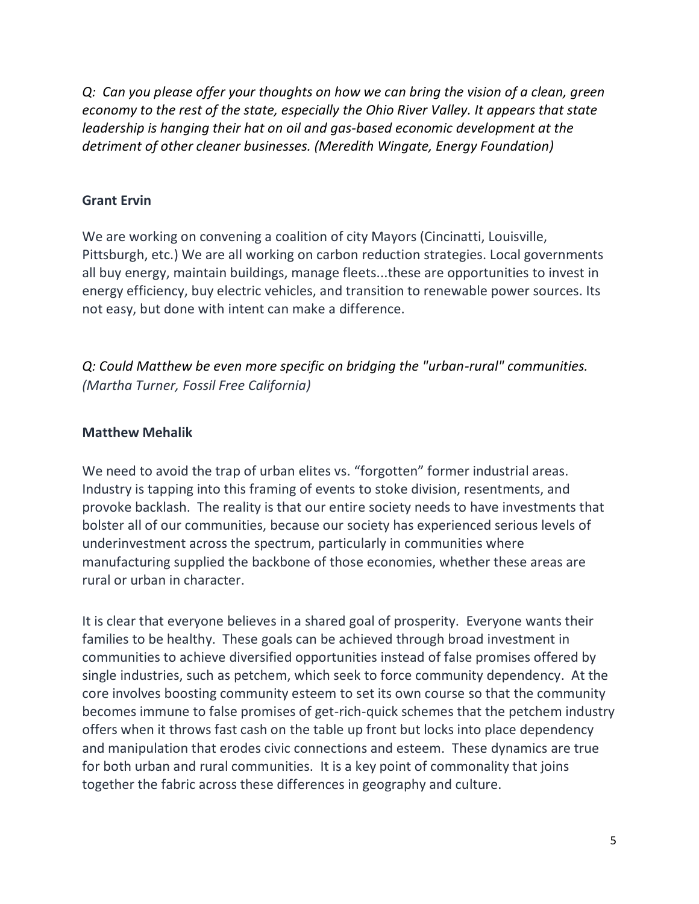*Q: Can you please offer your thoughts on how we can bring the vision of a clean, green economy to the rest of the state, especially the Ohio River Valley. It appears that state leadership is hanging their hat on oil and gas-based economic development at the detriment of other cleaner businesses. (Meredith Wingate, Energy Foundation)*

**Grant Ervin**

We are working on convening a coalition of city Mayors (Cincinatti, Louisville, Pittsburgh, etc.) We are all working on carbon reduction strategies. Local governments all buy energy, maintain buildings, manage fleets...these are opportunities to invest in energy efficiency, buy electric vehicles, and transition to renewable power sources. Its not easy, but done with intent can make a difference.

*Q: Could Matthew be even more specific on bridging the "urban-rural" communities. (Martha Turner, Fossil Free California)*

**Matthew Mehalik**

We need to avoid the trap of urban elites vs. "forgotten" former industrial areas. Industry is tapping into this framing of events to stoke division, resentments, and provoke backlash. The reality is that our entire society needs to have investments that bolster all of our communities, because our society has experienced serious levels of underinvestment across the spectrum, particularly in communities where manufacturing supplied the backbone of those economies, whether these areas are rural or urban in character.

It is clear that everyone believes in a shared goal of prosperity. Everyone wants their families to be healthy. These goals can be achieved through broad investment in communities to achieve diversified opportunities instead of false promises offered by single industries, such as petchem, which seek to force community dependency. At the core involves boosting community esteem to set its own course so that the community becomes immune to false promises of get-rich-quick schemes that the petchem industry offers when it throws fast cash on the table up front but locks into place dependency and manipulation that erodes civic connections and esteem. These dynamics are true for both urban and rural communities. It is a key point of commonality that joins together the fabric across these differences in geography and culture.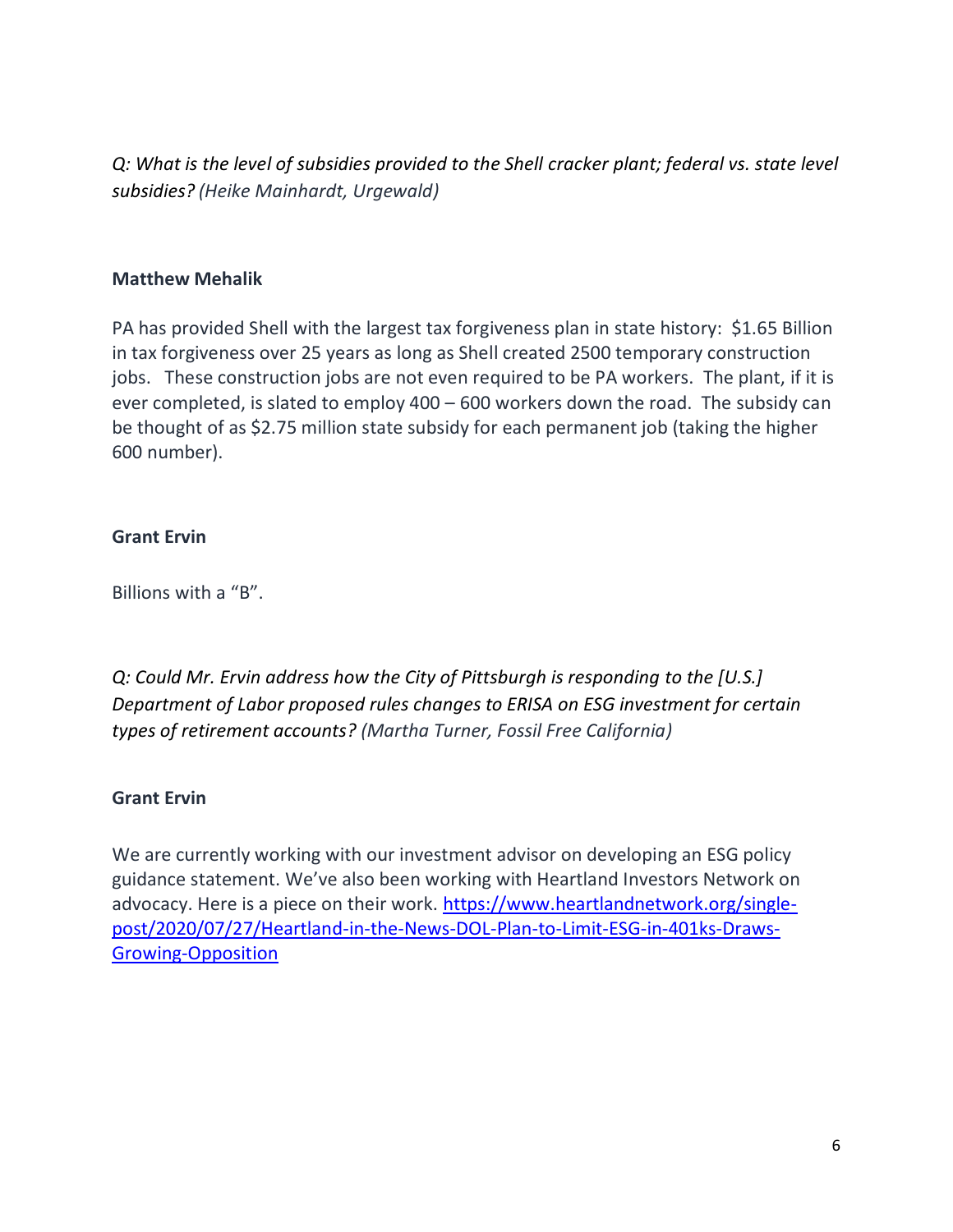*Q: What is the level of subsidies provided to the Shell cracker plant; federal vs. state level subsidies? (Heike Mainhardt, Urgewald)*

**Matthew Mehalik**

PA has provided Shell with the largest tax forgiveness plan in state history: $1.65 Billion in tax forgiveness over 25 years as long as Shell created 2500 temporary construction jobs. These construction jobs are not even required to be PA workers. The plant, if it is ever completed, is slated to employ 400 – 600 workers down the road. The subsidy can be thought of as $2.75 million state subsidy for each permanent job (taking the higher 600 number).

**Grant Ervin**

Billions with a "B".

*Q: Could Mr. Ervin address how the City of Pittsburgh is responding to the [U.S.] Department of Labor proposed rules changes to ERISA on ESG investment for certain types of retirement accounts? (Martha Turner, Fossil Free California)*

**Grant Ervin**

We are currently working with our investment advisor on developing an ESG policy guidance statement. We've also been working with Heartland Investors Network on advocacy. Here is a piece on their work. [https://www.heartlandnetwork.org/single-post/2020/07/27/Heartland-in-the-News-DOL-Plan-to-Limit-ESG-in-401ks-Draws-Growing-Opposition](https://www.heartlandnetwork.org/single-post/2020/07/27/Heartland-in-the-News-DOL-Plan-to-Limit-ESG-in-401ks-Draws-Growing-Opposition)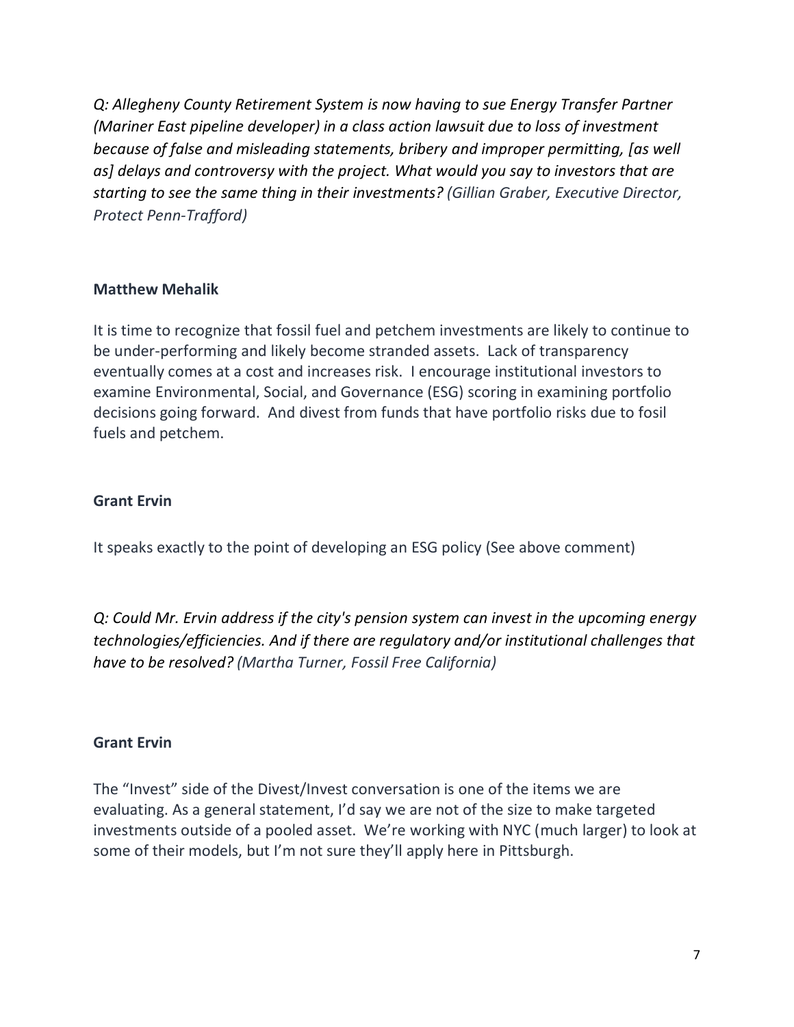*Q: Allegheny County Retirement System is now having to sue Energy Transfer Partner (Mariner East pipeline developer) in a class action lawsuit due to loss of investment because of false and misleading statements, bribery and improper permitting, [as well as] delays and controversy with the project. What would you say to investors that are starting to see the same thing in their investments? (Gillian Graber, Executive Director, Protect Penn-Trafford)*

**Matthew Mehalik**

It is time to recognize that fossil fuel and petchem investments are likely to continue to be under-performing and likely become stranded assets. Lack of transparency eventually comes at a cost and increases risk. I encourage institutional investors to examine Environmental, Social, and Governance (ESG) scoring in examining portfolio decisions going forward. And divest from funds that have portfolio risks due to fosil fuels and petchem.

**Grant Ervin**

It speaks exactly to the point of developing an ESG policy (See above comment)

*Q: Could Mr. Ervin address if the city's pension system can invest in the upcoming energy technologies/efficiencies. And if there are regulatory and/or institutional challenges that have to be resolved? (Martha Turner, Fossil Free California)*

**Grant Ervin**

The "Invest" side of the Divest/Invest conversation is one of the items we are evaluating. As a general statement, I'd say we are not of the size to make targeted investments outside of a pooled asset. We're working with NYC (much larger) to look at some of their models, but I'm not sure they'll apply here in Pittsburgh.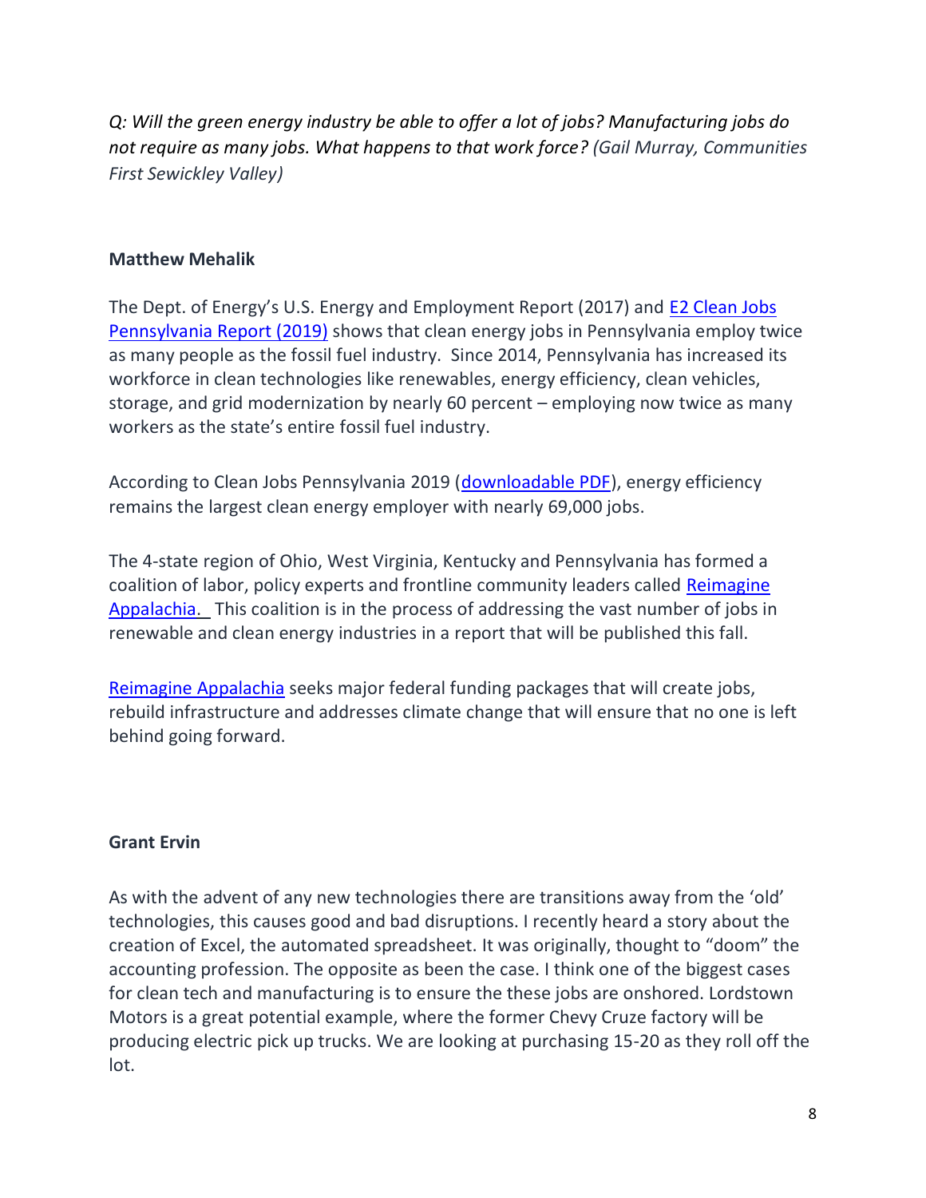*Q: Will the green energy industry be able to offer a lot of jobs? Manufacturing jobs do not require as many jobs. What happens to that work force? (Gail Murray, Communities First Sewickley Valley)*

**Matthew Mehalik**

The Dept. of Energy's U.S. Energy and Employment Report (2017) and E2 Clean Jobs Pennsylvania Report (2019) shows that clean energy jobs in Pennsylvania employ twice as many people as the fossil fuel industry. Since 2014, Pennsylvania has increased its workforce in clean technologies like renewables, energy efficiency, clean vehicles, storage, and grid modernization by nearly 60 percent – employing now twice as many workers as the state's entire fossil fuel industry.

According to Clean Jobs Pennsylvania 2019 (downloadable PDF), energy efficiency remains the largest clean energy employer with nearly 69,000 jobs.

The 4-state region of Ohio, West Virginia, Kentucky and Pennsylvania has formed a coalition of labor, policy experts and frontline community leaders called Reimagine Appalachia. This coalition is in the process of addressing the vast number of jobs in renewable and clean energy industries in a report that will be published this fall.

Reimagine Appalachia seeks major federal funding packages that will create jobs, rebuild infrastructure and addresses climate change that will ensure that no one is left behind going forward.

**Grant Ervin**

As with the advent of any new technologies there are transitions away from the 'old' technologies, this causes good and bad disruptions. I recently heard a story about the creation of Excel, the automated spreadsheet. It was originally, thought to "doom" the accounting profession. The opposite as been the case. I think one of the biggest cases for clean tech and manufacturing is to ensure the these jobs are onshored. Lordstown Motors is a great potential example, where the former Chevy Cruze factory will be producing electric pick up trucks. We are looking at purchasing 15-20 as they roll off the lot.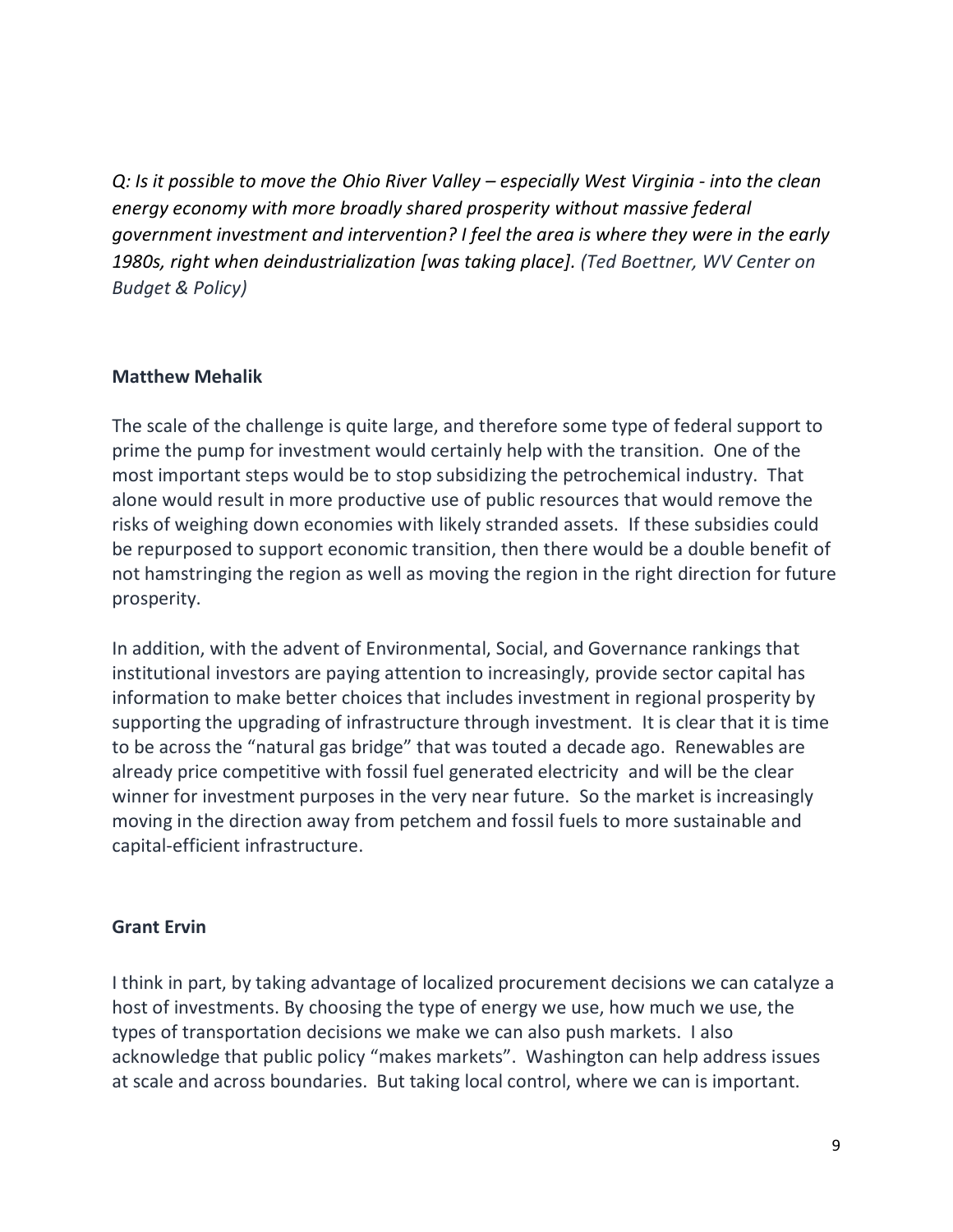*Q: Is it possible to move the Ohio River Valley – especially West Virginia - into the clean energy economy with more broadly shared prosperity without massive federal government investment and intervention? I feel the area is where they were in the early 1980s, right when deindustrialization [was taking place]. (Ted Boettner, WV Center on Budget & Policy)*

**Matthew Mehalik**

The scale of the challenge is quite large, and therefore some type of federal support to prime the pump for investment would certainly help with the transition. One of the most important steps would be to stop subsidizing the petrochemical industry. That alone would result in more productive use of public resources that would remove the risks of weighing down economies with likely stranded assets. If these subsidies could be repurposed to support economic transition, then there would be a double benefit of not hamstringing the region as well as moving the region in the right direction for future prosperity.

In addition, with the advent of Environmental, Social, and Governance rankings that institutional investors are paying attention to increasingly, provide sector capital has information to make better choices that includes investment in regional prosperity by supporting the upgrading of infrastructure through investment. It is clear that it is time to be across the "natural gas bridge" that was touted a decade ago. Renewables are already price competitive with fossil fuel generated electricity and will be the clear winner for investment purposes in the very near future. So the market is increasingly moving in the direction away from petchem and fossil fuels to more sustainable and capital-efficient infrastructure.

**Grant Ervin**

I think in part, by taking advantage of localized procurement decisions we can catalyze a host of investments. By choosing the type of energy we use, how much we use, the types of transportation decisions we make we can also push markets. I also acknowledge that public policy "makes markets". Washington can help address issues at scale and across boundaries. But taking local control, where we can is important.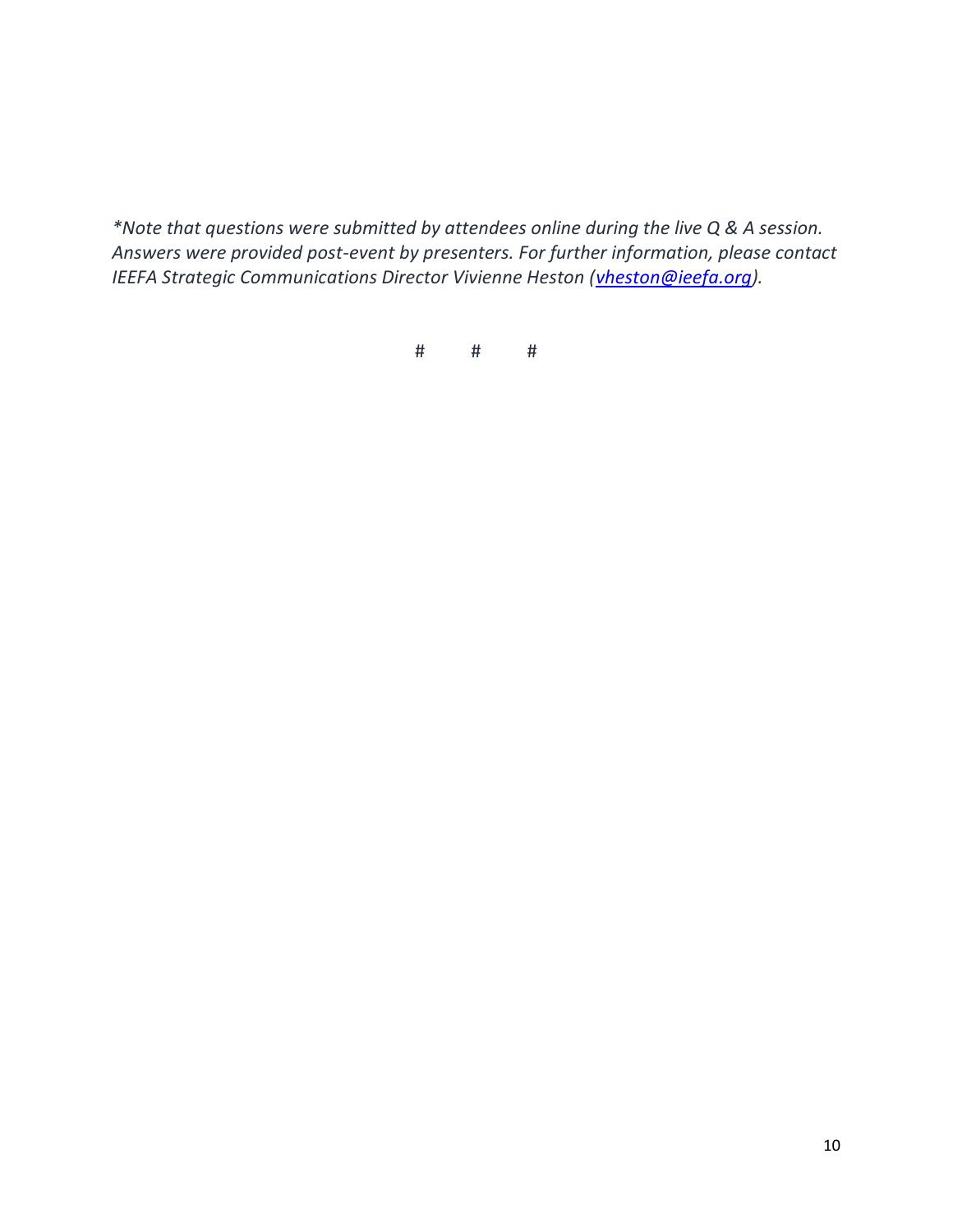*\*Note that questions were submitted by attendees online during the live Q & A session. Answers were provided post-event by presenters. For further information, please contact IEEFA Strategic Communications Director Vivienne Heston ([vheston@ieefa.org](mailto:vheston@ieefa.org)).*

# # #